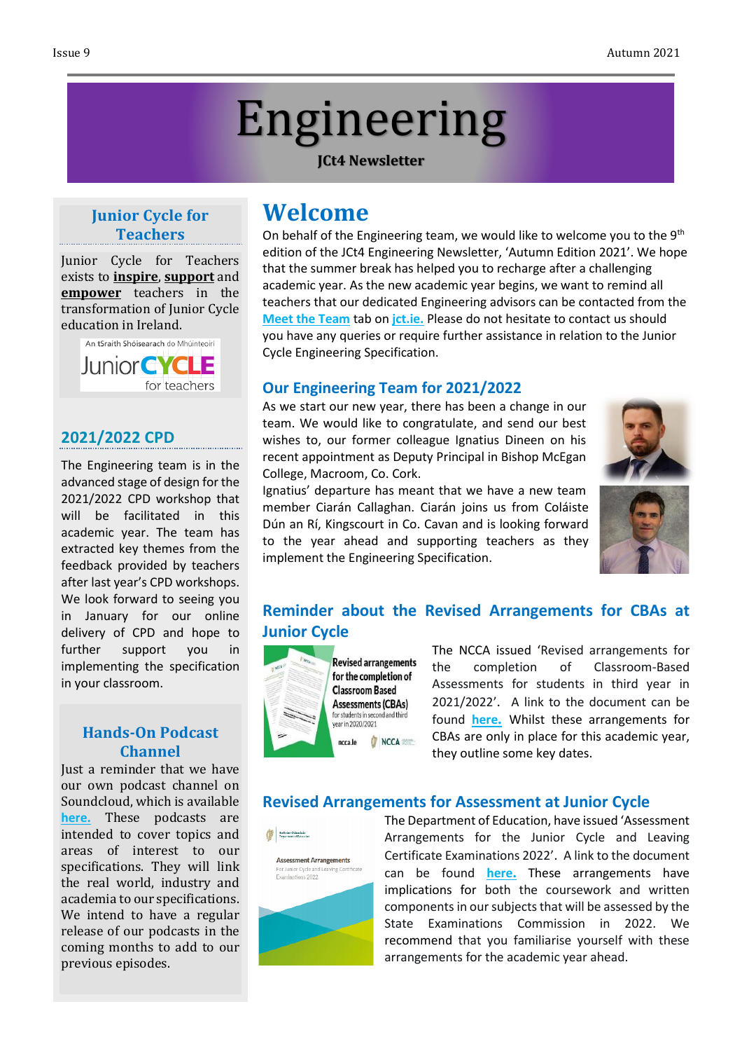# Engineering

**JCt4 Newsletter**

## Welcome

On behalf of the Engineering team, we would like to welcome you to the 9th edition of the JCt4 Engineering Newsletter, 'Autumn Edition 2021'. We hope that the summer break has helped you to recharge after a challenging academic year. As the new academic year begins, we want to remind all teachers that our dedicated Engineering advisors can be contacted from the Meet the Team tab on jct.ie. Please do not hesitate to contact us should you have any queries or require further assistance in relation to the Junior Cycle Engineering Specification.

### Our Engineering Team for 2021/2022

As we start our new year, there has been a change in our team. We would like to congratulate, and send our best wishes to, our former colleague Ignatius Dineen on his recent appointment as Deputy Principal in Bishop McEgan College, Macroom, Co. Cork.

Ignatius' departure has meant that we have a new team member Ciarán Callaghan. Ciarán joins us from Coláiste Dún an Rí, Kingscourt in Co. Cavan and is looking forward to the year ahead and supporting teachers as they implement the Engineering Specification.

### Reminder about the Revised Arrangements for CBAs at Junior Cycle

Revised arrangements for the completion of Classroom Based Assessments (CBAs) for students in second and third year in 2020/2021

ncca.ie NCCA

The NCCA issued 'Revised arrangements for the completion of Classroom-Based Assessments for students in third year in 2021/2022'. A link to the document can be found here. Whilst these arrangements for CBAs are only in place for this academic year, they outline some key dates.

### Revised Arrangements for Assessment at Junior Cycle

Assessment Arrangements For Junior Cycle and Leaving Certificate Examinations 2022

The Department of Education, have issued 'Assessment Arrangements for the Junior Cycle and Leaving Certificate Examinations 2022'. A link to the document can be found here. These arrangements have implications for both the coursework and written components in our subjects that will be assessed by the State Examinations Commission in 2022. We recommend that you familiarise yourself with these arrangements for the academic year ahead.

### Junior Cycle for Teachers

Junior Cycle for Teachers exists to **inspire**, **support** and **empower** teachers in the transformation of Junior Cycle education in Ireland.

An tSraith Shóisearach do Mhúinteoirí

Junior CYCLE for teachers

### 2021/2022 CPD

The Engineering team is in the advanced stage of design for the 2021/2022 CPD workshop that will be facilitated in this academic year. The team has extracted key themes from the feedback provided by teachers after last year's CPD workshops. We look forward to seeing you in January for our online delivery of CPD and hope to further support you in implementing the specification in your classroom.

### Hands-On Podcast Channel

Just a reminder that we have our own podcast channel on Soundcloud, which is available here. These podcasts are intended to cover topics and areas of interest to our specifications. They will link the real world, industry and academia to our specifications. We intend to have a regular release of our podcasts in the coming months to add to our previous episodes.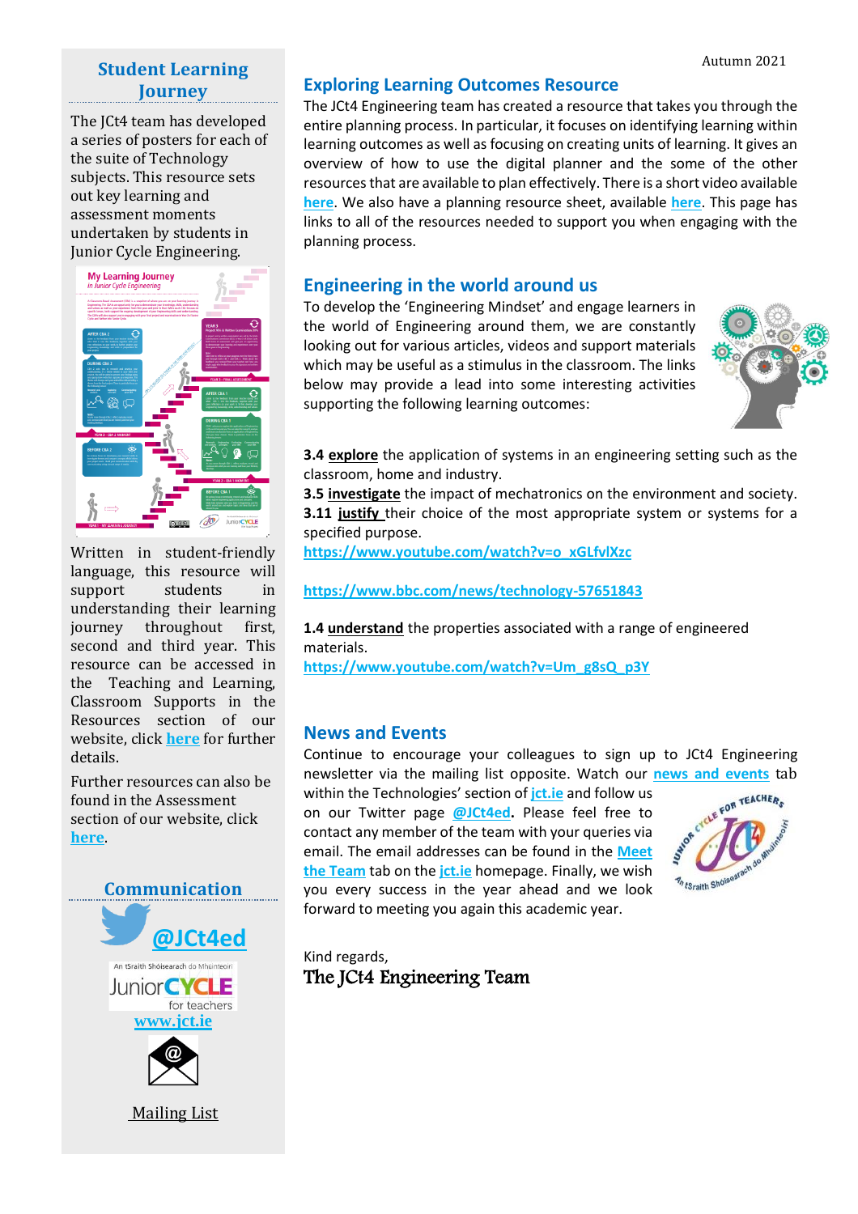## Student Learning Journey

The JCt4 team has developed a series of posters for each of the suite of Technology subjects. This resource sets out key learning and assessment moments undertaken by students in Junior Cycle Engineering.

Written in student-friendly language, this resource will support students in understanding their learning journey throughout first, second and third year. This resource can be accessed in the Teaching and Learning, Classroom Supports in the Resources section of our website, click **here** for further details.

Further resources can also be found in the Assessment section of our website, click **here**.

## Communication

@JCt4ed

www.jct.ie

Mailing List

Autumn 2021

## Exploring Learning Outcomes Resource

The JCt4 Engineering team has created a resource that takes you through the entire planning process. In particular, it focuses on identifying learning within learning outcomes as well as focusing on creating units of learning. It gives an overview of how to use the digital planner and the some of the other resources that are available to plan effectively. There is a short video available **here**. We also have a planning resource sheet, available **here**. This page has links to all of the resources needed to support you when engaging with the planning process.

## Engineering in the world around us

To develop the 'Engineering Mindset' and engage learners in the world of Engineering around them, we are constantly looking out for various articles, videos and support materials which may be useful as a stimulus in the classroom. The links below may provide a lead into some interesting activities supporting the following learning outcomes:

**3.4 explore** the application of systems in an engineering setting such as the classroom, home and industry.
**3.5 investigate** the impact of mechatronics on the environment and society.
**3.11 justify** their choice of the most appropriate system or systems for a specified purpose.
**https://www.youtube.com/watch?v=o_xGLfvlXzc**

**https://www.bbc.com/news/technology-57651843**

**1.4 understand** the properties associated with a range of engineered materials.
**https://www.youtube.com/watch?v=Um_g8sQ_p3Y**

## News and Events

Continue to encourage your colleagues to sign up to JCt4 Engineering newsletter via the mailing list opposite. Watch our **news and events** tab within the Technologies' section of **jct.ie** and follow us on our Twitter page **@JCt4ed**. Please feel free to contact any member of the team with your queries via email. The email addresses can be found in the **Meet the Team** tab on the **jct.ie** homepage. Finally, we wish you every success in the year ahead and we look forward to meeting you again this academic year.

Kind regards,
The JCt4 Engineering Team